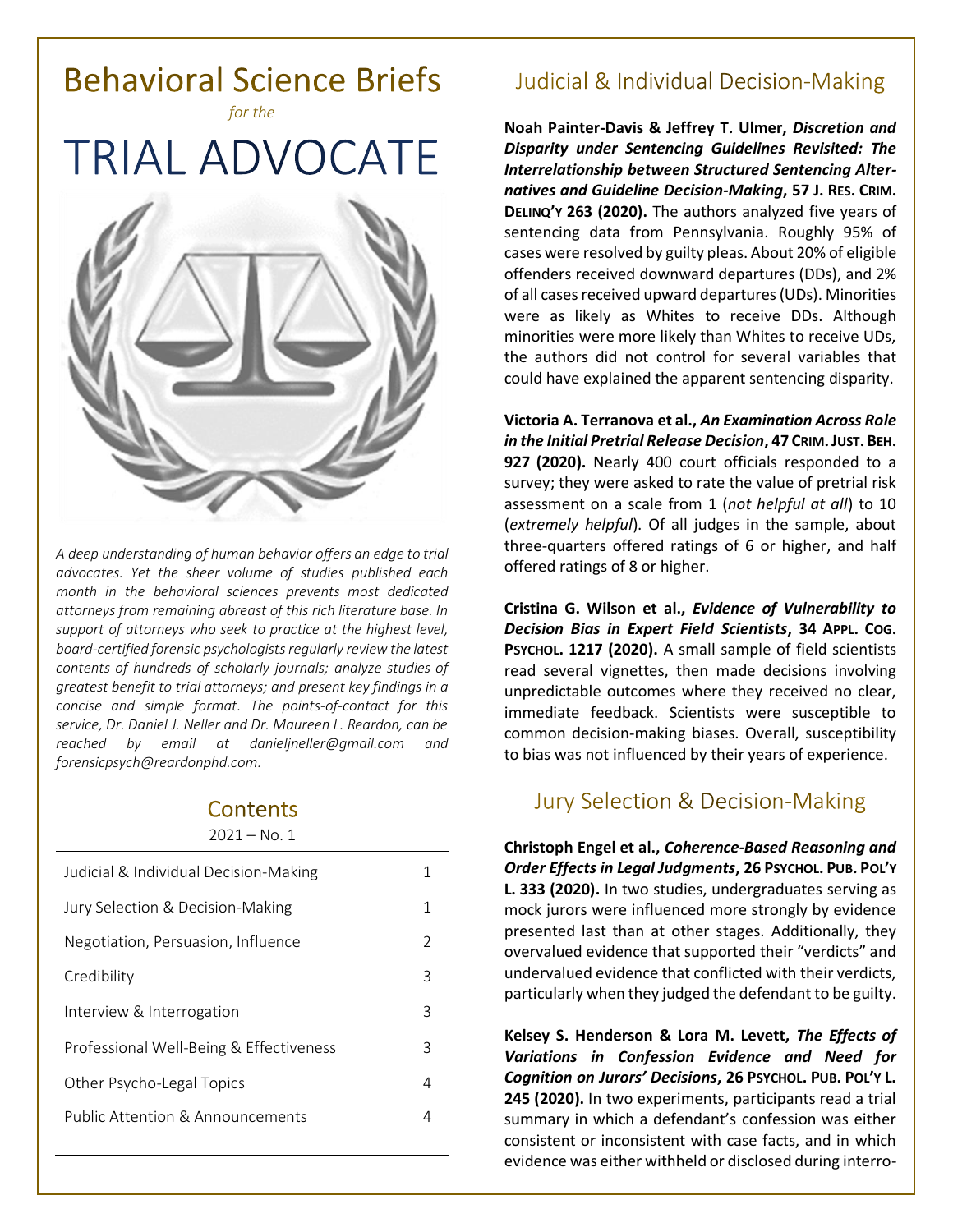# Behavioral Science Briefs

*for the*

# TRIAL ADVOCATE

*A deep understanding of human behavior offers an edge to trial advocates. Yet the sheer volume of studies published each month in the behavioral sciences prevents most dedicated attorneys from remaining abreast of this rich literature base. In support of attorneys who seek to practice at the highest level, board-certified forensic psychologists regularly review the latest contents of hundreds of scholarly journals; analyze studies of greatest benefit to trial attorneys; and present key findings in a concise and simple format. The points-of-contact for this service, Dr. Daniel J. Neller and Dr. Maureen L. Reardon, can be reached by email at danieljneller@gmail.com and forensicpsych@reardonphd.com.*

## Contents

2021 – No. 1

| | |
|---|---|
| Judicial & Individual Decision-Making | 1 |
| Jury Selection & Decision-Making | 1 |
| Negotiation, Persuasion, Influence | 2 |
| Credibility | 3 |
| Interview & Interrogation | 3 |
| Professional Well-Being & Effectiveness | 3 |
| Other Psycho-Legal Topics | 4 |
| Public Attention & Announcements | 4 |

## Judicial & Individual Decision-Making

**Noah Painter-Davis & Jeffrey T. Ulmer, *Discretion and Disparity under Sentencing Guidelines Revisited: The Interrelationship between Structured Sentencing Alternatives and Guideline Decision-Making*, 57 J. RES. CRIM. DELINQ'Y 263 (2020).** The authors analyzed five years of sentencing data from Pennsylvania. Roughly 95% of cases were resolved by guilty pleas. About 20% of eligible offenders received downward departures (DDs), and 2% of all cases received upward departures (UDs). Minorities were as likely as Whites to receive DDs. Although minorities were more likely than Whites to receive UDs, the authors did not control for several variables that could have explained the apparent sentencing disparity.

**Victoria A. Terranova et al., *An Examination Across Role in the Initial Pretrial Release Decision*, 47 CRIM. JUST. BEH. 927 (2020).** Nearly 400 court officials responded to a survey; they were asked to rate the value of pretrial risk assessment on a scale from 1 (*not helpful at all*) to 10 (*extremely helpful*). Of all judges in the sample, about three-quarters offered ratings of 6 or higher, and half offered ratings of 8 or higher.

**Cristina G. Wilson et al., *Evidence of Vulnerability to Decision Bias in Expert Field Scientists*, 34 APPL. COG. PSYCHOL. 1217 (2020).** A small sample of field scientists read several vignettes, then made decisions involving unpredictable outcomes where they received no clear, immediate feedback. Scientists were susceptible to common decision-making biases. Overall, susceptibility to bias was not influenced by their years of experience.

## Jury Selection & Decision-Making

**Christoph Engel et al., *Coherence-Based Reasoning and Order Effects in Legal Judgments*, 26 PSYCHOL. PUB. POL'Y L. 333 (2020).** In two studies, undergraduates serving as mock jurors were influenced more strongly by evidence presented last than at other stages. Additionally, they overvalued evidence that supported their "verdicts" and undervalued evidence that conflicted with their verdicts, particularly when they judged the defendant to be guilty.

**Kelsey S. Henderson & Lora M. Levett, *The Effects of Variations in Confession Evidence and Need for Cognition on Jurors' Decisions*, 26 PSYCHOL. PUB. POL'Y L. 245 (2020).** In two experiments, participants read a trial summary in which a defendant's confession was either consistent or inconsistent with case facts, and in which evidence was either withheld or disclosed during interro-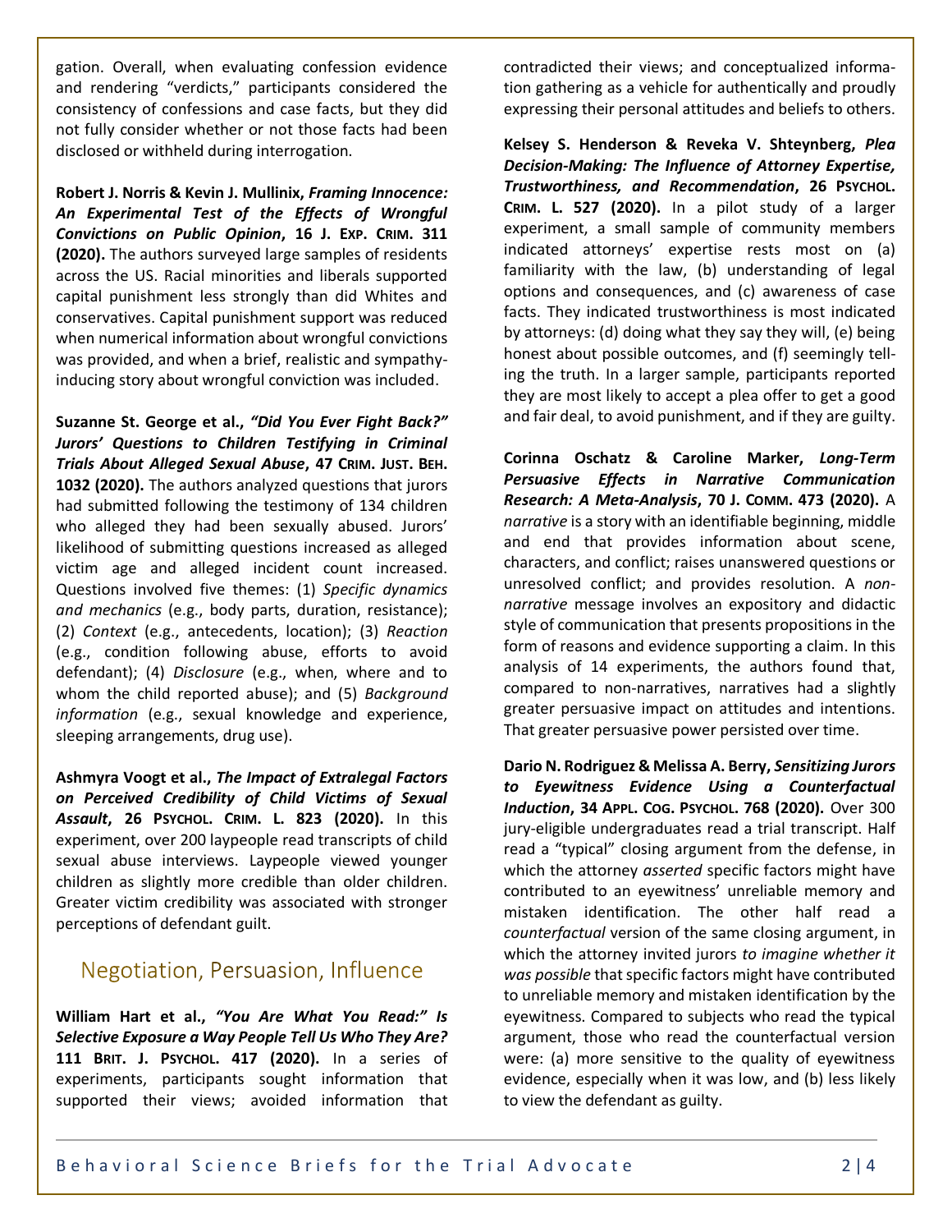gation. Overall, when evaluating confession evidence and rendering "verdicts," participants considered the consistency of confessions and case facts, but they did not fully consider whether or not those facts had been disclosed or withheld during interrogation.

**Robert J. Norris & Kevin J. Mullinix, *Framing Innocence: An Experimental Test of the Effects of Wrongful Convictions on Public Opinion*, 16 J. EXP. CRIM. 311 (2020).** The authors surveyed large samples of residents across the US. Racial minorities and liberals supported capital punishment less strongly than did Whites and conservatives. Capital punishment support was reduced when numerical information about wrongful convictions was provided, and when a brief, realistic and sympathy-inducing story about wrongful conviction was included.

**Suzanne St. George et al., *"Did You Ever Fight Back?" Jurors' Questions to Children Testifying in Criminal Trials About Alleged Sexual Abuse*, 47 CRIM. JUST. BEH. 1032 (2020).** The authors analyzed questions that jurors had submitted following the testimony of 134 children who alleged they had been sexually abused. Jurors' likelihood of submitting questions increased as alleged victim age and alleged incident count increased. Questions involved five themes: (1) *Specific dynamics and mechanics* (e.g., body parts, duration, resistance); (2) *Context* (e.g., antecedents, location); (3) *Reaction* (e.g., condition following abuse, efforts to avoid defendant); (4) *Disclosure* (e.g., when, where and to whom the child reported abuse); and (5) *Background information* (e.g., sexual knowledge and experience, sleeping arrangements, drug use).

**Ashmyra Voogt et al., *The Impact of Extralegal Factors on Perceived Credibility of Child Victims of Sexual Assault*, 26 PSYCHOL. CRIM. L. 823 (2020).** In this experiment, over 200 laypeople read transcripts of child sexual abuse interviews. Laypeople viewed younger children as slightly more credible than older children. Greater victim credibility was associated with stronger perceptions of defendant guilt.

## Negotiation, Persuasion, Influence

**William Hart et al., *"You Are What You Read:" Is Selective Exposure a Way People Tell Us Who They Are?* 111 BRIT. J. PSYCHOL. 417 (2020).** In a series of experiments, participants sought information that supported their views; avoided information that contradicted their views; and conceptualized information gathering as a vehicle for authentically and proudly expressing their personal attitudes and beliefs to others.

**Kelsey S. Henderson & Reveka V. Shteynberg, *Plea Decision-Making: The Influence of Attorney Expertise, Trustworthiness, and Recommendation*, 26 PSYCHOL. CRIM. L. 527 (2020).** In a pilot study of a larger experiment, a small sample of community members indicated attorneys' expertise rests most on (a) familiarity with the law, (b) understanding of legal options and consequences, and (c) awareness of case facts. They indicated trustworthiness is most indicated by attorneys: (d) doing what they say they will, (e) being honest about possible outcomes, and (f) seemingly telling the truth. In a larger sample, participants reported they are most likely to accept a plea offer to get a good and fair deal, to avoid punishment, and if they are guilty.

**Corinna Oschatz & Caroline Marker, *Long-Term Persuasive Effects in Narrative Communication Research: A Meta-Analysis*, 70 J. COMM. 473 (2020).** A *narrative* is a story with an identifiable beginning, middle and end that provides information about scene, characters, and conflict; raises unanswered questions or unresolved conflict; and provides resolution. A *non-narrative* message involves an expository and didactic style of communication that presents propositions in the form of reasons and evidence supporting a claim. In this analysis of 14 experiments, the authors found that, compared to non-narratives, narratives had a slightly greater persuasive impact on attitudes and intentions. That greater persuasive power persisted over time.

**Dario N. Rodriguez & Melissa A. Berry, *Sensitizing Jurors to Eyewitness Evidence Using a Counterfactual Induction*, 34 APPL. COG. PSYCHOL. 768 (2020).** Over 300 jury-eligible undergraduates read a trial transcript. Half read a "typical" closing argument from the defense, in which the attorney *asserted* specific factors might have contributed to an eyewitness' unreliable memory and mistaken identification. The other half read a *counterfactual* version of the same closing argument, in which the attorney invited jurors *to imagine whether it was possible* that specific factors might have contributed to unreliable memory and mistaken identification by the eyewitness. Compared to subjects who read the typical argument, those who read the counterfactual version were: (a) more sensitive to the quality of eyewitness evidence, especially when it was low, and (b) less likely to view the defendant as guilty.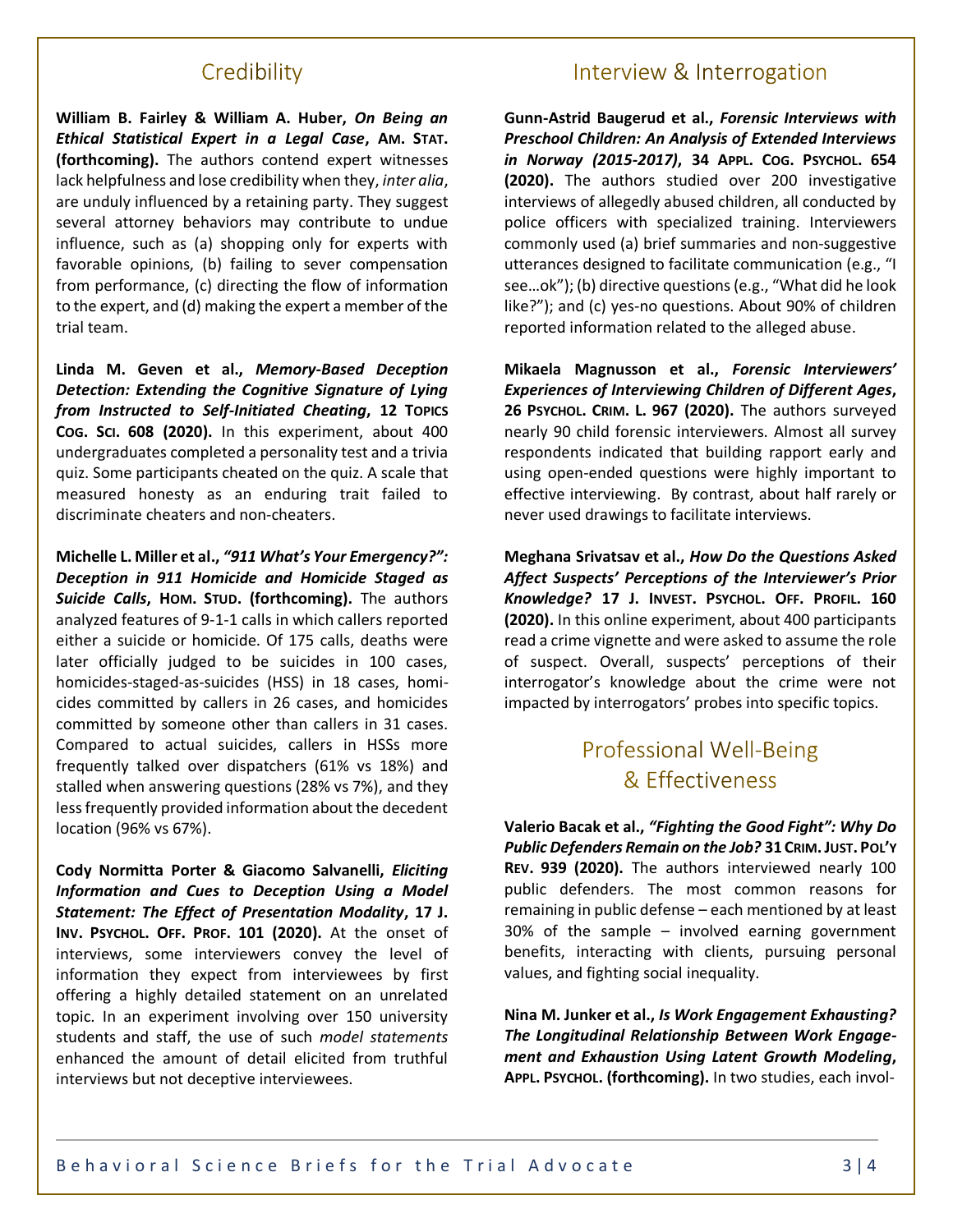## Credibility

**William B. Fairley & William A. Huber, *On Being an Ethical Statistical Expert in a Legal Case*, AM. STAT. (forthcoming).** The authors contend expert witnesses lack helpfulness and lose credibility when they, *inter alia*, are unduly influenced by a retaining party. They suggest several attorney behaviors may contribute to undue influence, such as (a) shopping only for experts with favorable opinions, (b) failing to sever compensation from performance, (c) directing the flow of information to the expert, and (d) making the expert a member of the trial team.

**Linda M. Geven et al., *Memory-Based Deception Detection: Extending the Cognitive Signature of Lying from Instructed to Self-Initiated Cheating*, 12 TOPICS COG. SCI. 608 (2020).** In this experiment, about 400 undergraduates completed a personality test and a trivia quiz. Some participants cheated on the quiz. A scale that measured honesty as an enduring trait failed to discriminate cheaters and non-cheaters.

**Michelle L. Miller et al., *"911 What's Your Emergency?": Deception in 911 Homicide and Homicide Staged as Suicide Calls*, HOM. STUD. (forthcoming).** The authors analyzed features of 9-1-1 calls in which callers reported either a suicide or homicide. Of 175 calls, deaths were later officially judged to be suicides in 100 cases, homicides-staged-as-suicides (HSS) in 18 cases, homicides committed by callers in 26 cases, and homicides committed by someone other than callers in 31 cases. Compared to actual suicides, callers in HSSs more frequently talked over dispatchers (61% vs 18%) and stalled when answering questions (28% vs 7%), and they less frequently provided information about the decedent location (96% vs 67%).

**Cody Normitta Porter & Giacomo Salvanelli, *Eliciting Information and Cues to Deception Using a Model Statement: The Effect of Presentation Modality*, 17 J. INV. PSYCHOL. OFF. PROF. 101 (2020).** At the onset of interviews, some interviewers convey the level of information they expect from interviewees by first offering a highly detailed statement on an unrelated topic. In an experiment involving over 150 university students and staff, the use of such *model statements* enhanced the amount of detail elicited from truthful interviews but not deceptive interviewees.

## Interview & Interrogation

**Gunn-Astrid Baugerud et al., *Forensic Interviews with Preschool Children: An Analysis of Extended Interviews in Norway (2015-2017)*, 34 APPL. COG. PSYCHOL. 654 (2020).** The authors studied over 200 investigative interviews of allegedly abused children, all conducted by police officers with specialized training. Interviewers commonly used (a) brief summaries and non-suggestive utterances designed to facilitate communication (e.g., "I see…ok"); (b) directive questions (e.g., "What did he look like?"); and (c) yes-no questions. About 90% of children reported information related to the alleged abuse.

**Mikaela Magnusson et al., *Forensic Interviewers' Experiences of Interviewing Children of Different Ages*, 26 PSYCHOL. CRIM. L. 967 (2020).** The authors surveyed nearly 90 child forensic interviewers. Almost all survey respondents indicated that building rapport early and using open-ended questions were highly important to effective interviewing. By contrast, about half rarely or never used drawings to facilitate interviews.

**Meghana Srivatsav et al., *How Do the Questions Asked Affect Suspects' Perceptions of the Interviewer's Prior Knowledge?* 17 J. INVEST. PSYCHOL. OFF. PROFIL. 160 (2020).** In this online experiment, about 400 participants read a crime vignette and were asked to assume the role of suspect. Overall, suspects' perceptions of their interrogator's knowledge about the crime were not impacted by interrogators' probes into specific topics.

## Professional Well-Being & Effectiveness

**Valerio Bacak et al., *"Fighting the Good Fight": Why Do Public Defenders Remain on the Job?* 31 CRIM. JUST. POL'Y REV. 939 (2020).** The authors interviewed nearly 100 public defenders. The most common reasons for remaining in public defense – each mentioned by at least 30% of the sample – involved earning government benefits, interacting with clients, pursuing personal values, and fighting social inequality.

**Nina M. Junker et al., *Is Work Engagement Exhausting? The Longitudinal Relationship Between Work Engagement and Exhaustion Using Latent Growth Modeling*, APPL. PSYCHOL. (forthcoming).** In two studies, each invol-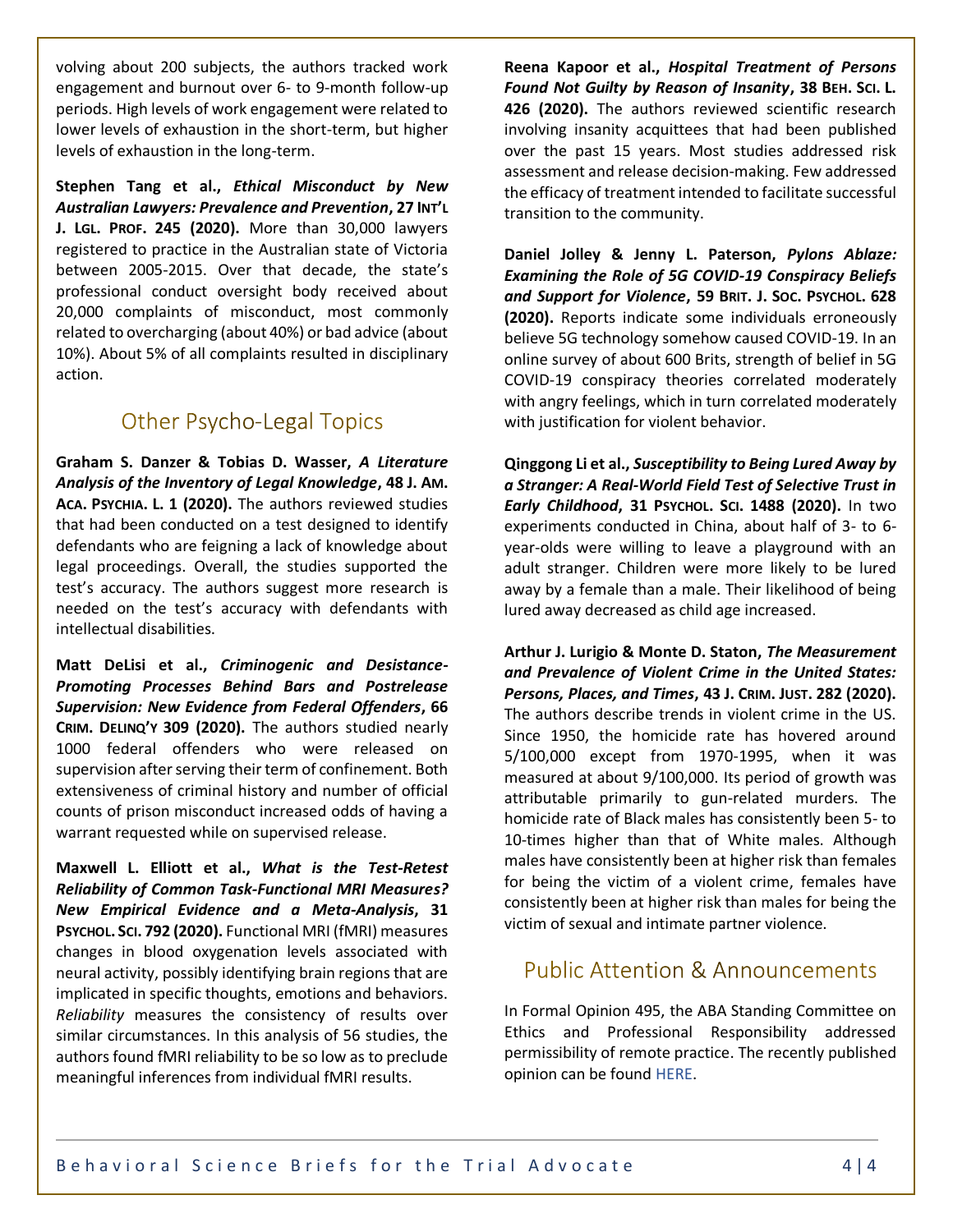volving about 200 subjects, the authors tracked work engagement and burnout over 6- to 9-month follow-up periods. High levels of work engagement were related to lower levels of exhaustion in the short-term, but higher levels of exhaustion in the long-term.

**Stephen Tang et al., *Ethical Misconduct by New Australian Lawyers: Prevalence and Prevention*, 27 Int'l J. Lgl. Prof. 245 (2020).** More than 30,000 lawyers registered to practice in the Australian state of Victoria between 2005-2015. Over that decade, the state's professional conduct oversight body received about 20,000 complaints of misconduct, most commonly related to overcharging (about 40%) or bad advice (about 10%). About 5% of all complaints resulted in disciplinary action.

## Other Psycho-Legal Topics

**Graham S. Danzer & Tobias D. Wasser, *A Literature Analysis of the Inventory of Legal Knowledge*, 48 J. Am. Aca. Psychia. L. 1 (2020).** The authors reviewed studies that had been conducted on a test designed to identify defendants who are feigning a lack of knowledge about legal proceedings. Overall, the studies supported the test's accuracy. The authors suggest more research is needed on the test's accuracy with defendants with intellectual disabilities.

**Matt DeLisi et al., *Criminogenic and Desistance-Promoting Processes Behind Bars and Postrelease Supervision: New Evidence from Federal Offenders*, 66 Crim. Delinq'y 309 (2020).** The authors studied nearly 1000 federal offenders who were released on supervision after serving their term of confinement. Both extensiveness of criminal history and number of official counts of prison misconduct increased odds of having a warrant requested while on supervised release.

**Maxwell L. Elliott et al., *What is the Test-Retest Reliability of Common Task-Functional MRI Measures? New Empirical Evidence and a Meta-Analysis*, 31 Psychol. Sci. 792 (2020).** Functional MRI (fMRI) measures changes in blood oxygenation levels associated with neural activity, possibly identifying brain regions that are implicated in specific thoughts, emotions and behaviors. *Reliability* measures the consistency of results over similar circumstances. In this analysis of 56 studies, the authors found fMRI reliability to be so low as to preclude meaningful inferences from individual fMRI results.

**Reena Kapoor et al., *Hospital Treatment of Persons Found Not Guilty by Reason of Insanity*, 38 Beh. Sci. L. 426 (2020).** The authors reviewed scientific research involving insanity acquittees that had been published over the past 15 years. Most studies addressed risk assessment and release decision-making. Few addressed the efficacy of treatment intended to facilitate successful transition to the community.

**Daniel Jolley & Jenny L. Paterson, *Pylons Ablaze: Examining the Role of 5G COVID-19 Conspiracy Beliefs and Support for Violence*, 59 Brit. J. Soc. Psychol. 628 (2020).** Reports indicate some individuals erroneously believe 5G technology somehow caused COVID-19. In an online survey of about 600 Brits, strength of belief in 5G COVID-19 conspiracy theories correlated moderately with angry feelings, which in turn correlated moderately with justification for violent behavior.

**Qinggong Li et al., *Susceptibility to Being Lured Away by a Stranger: A Real-World Field Test of Selective Trust in Early Childhood*, 31 Psychol. Sci. 1488 (2020).** In two experiments conducted in China, about half of 3- to 6-year-olds were willing to leave a playground with an adult stranger. Children were more likely to be lured away by a female than a male. Their likelihood of being lured away decreased as child age increased.

**Arthur J. Lurigio & Monte D. Staton, *The Measurement and Prevalence of Violent Crime in the United States: Persons, Places, and Times*, 43 J. Crim. Just. 282 (2020).** The authors describe trends in violent crime in the US. Since 1950, the homicide rate has hovered around 5/100,000 except from 1970-1995, when it was measured at about 9/100,000. Its period of growth was attributable primarily to gun-related murders. The homicide rate of Black males has consistently been 5- to 10-times higher than that of White males. Although males have consistently been at higher risk than females for being the victim of a violent crime, females have consistently been at higher risk than males for being the victim of sexual and intimate partner violence.

## Public Attention & Announcements

In Formal Opinion 495, the ABA Standing Committee on Ethics and Professional Responsibility addressed permissibility of remote practice. The recently published opinion can be found HERE.